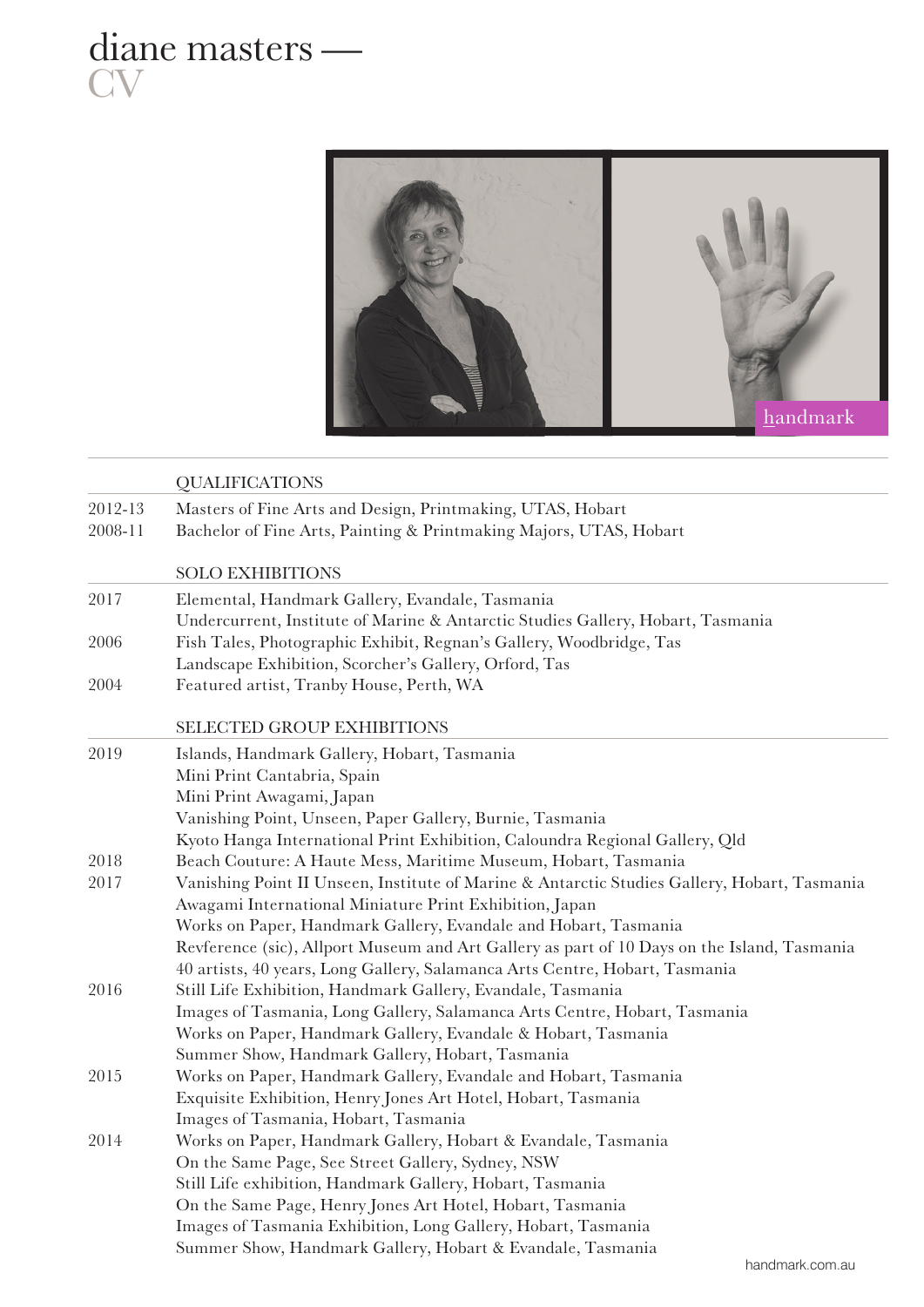# diane masters — CV

handmark

## QUALIFICATIONS

| | |
|---|---|
| 2012-13 | Masters of Fine Arts and Design, Printmaking, UTAS, Hobart |
| 2008-11 | Bachelor of Fine Arts, Painting & Printmaking Majors, UTAS, Hobart |

## SOLO EXHIBITIONS

| | |
|---|---|
| 2017 | Elemental, Handmark Gallery, Evandale, Tasmania |
| | Undercurrent, Institute of Marine & Antarctic Studies Gallery, Hobart, Tasmania |
| 2006 | Fish Tales, Photographic Exhibit, Regnan's Gallery, Woodbridge, Tas |
| | Landscape Exhibition, Scorcher's Gallery, Orford, Tas |
| 2004 | Featured artist, Tranby House, Perth, WA |

## SELECTED GROUP EXHIBITIONS

| | |
|---|---|
| 2019 | Islands, Handmark Gallery, Hobart, Tasmania |
| | Mini Print Cantabria, Spain |
| | Mini Print Awagami, Japan |
| | Vanishing Point, Unseen, Paper Gallery, Burnie, Tasmania |
| | Kyoto Hanga International Print Exhibition, Caloundra Regional Gallery, Qld |
| 2018 | Beach Couture: A Haute Mess, Maritime Museum, Hobart, Tasmania |
| 2017 | Vanishing Point II Unseen, Institute of Marine & Antarctic Studies Gallery, Hobart, Tasmania |
| | Awagami International Miniature Print Exhibition, Japan |
| | Works on Paper, Handmark Gallery, Evandale and Hobart, Tasmania |
| | Revference (sic), Allport Museum and Art Gallery as part of 10 Days on the Island, Tasmania |
| | 40 artists, 40 years, Long Gallery, Salamanca Arts Centre, Hobart, Tasmania |
| 2016 | Still Life Exhibition, Handmark Gallery, Evandale, Tasmania |
| | Images of Tasmania, Long Gallery, Salamanca Arts Centre, Hobart, Tasmania |
| | Works on Paper, Handmark Gallery, Evandale & Hobart, Tasmania |
| | Summer Show, Handmark Gallery, Hobart, Tasmania |
| 2015 | Works on Paper, Handmark Gallery, Evandale and Hobart, Tasmania |
| | Exquisite Exhibition, Henry Jones Art Hotel, Hobart, Tasmania |
| | Images of Tasmania, Hobart, Tasmania |
| 2014 | Works on Paper, Handmark Gallery, Hobart & Evandale, Tasmania |
| | On the Same Page, See Street Gallery, Sydney, NSW |
| | Still Life exhibition, Handmark Gallery, Hobart, Tasmania |
| | On the Same Page, Henry Jones Art Hotel, Hobart, Tasmania |
| | Images of Tasmania Exhibition, Long Gallery, Hobart, Tasmania |
| | Summer Show, Handmark Gallery, Hobart & Evandale, Tasmania |

handmark.com.au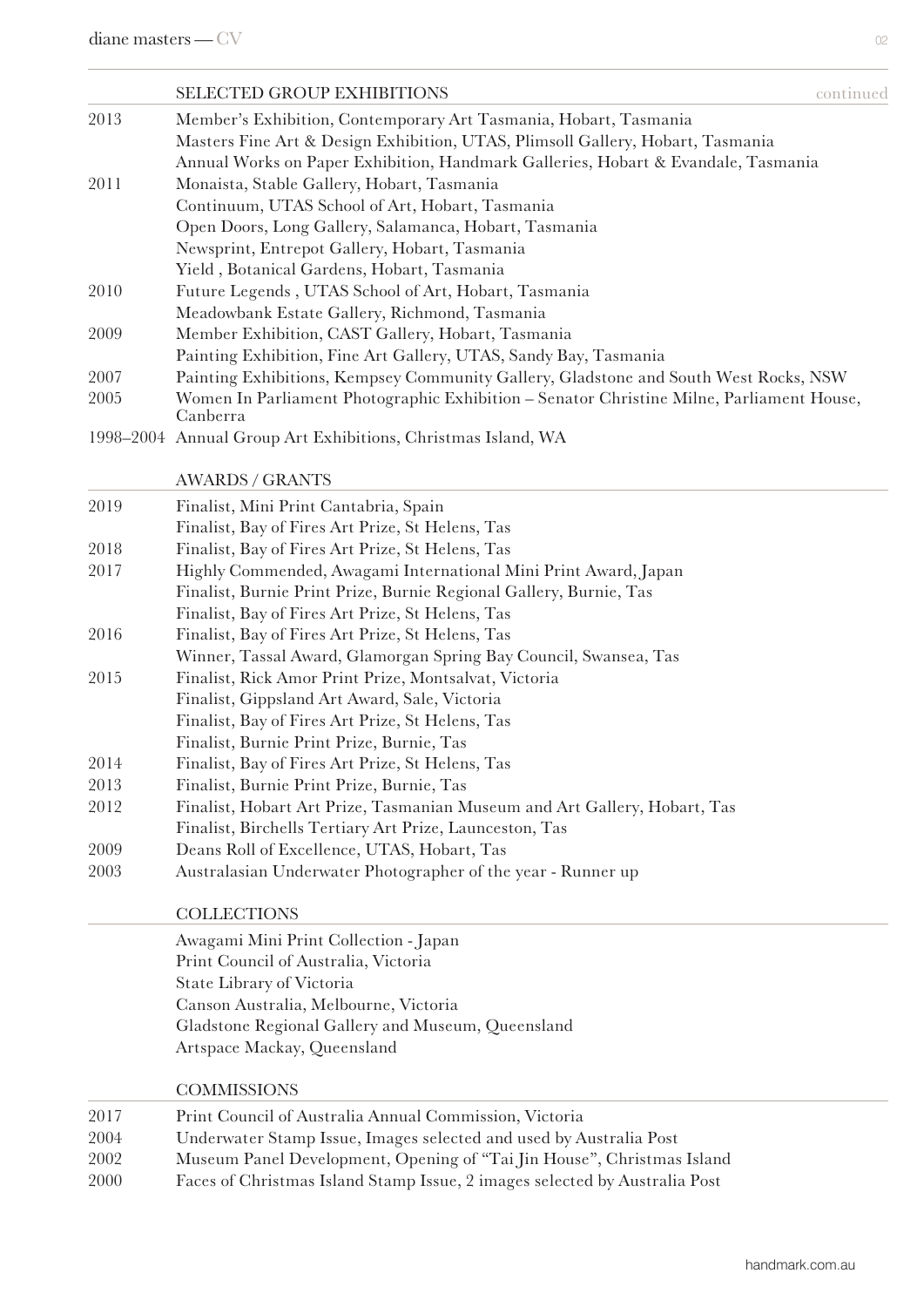## SELECTED GROUP EXHIBITIONS continued

| | |
|---|---|
| 2013 | Member's Exhibition, Contemporary Art Tasmania, Hobart, Tasmania |
| | Masters Fine Art & Design Exhibition, UTAS, Plimsoll Gallery, Hobart, Tasmania |
| | Annual Works on Paper Exhibition, Handmark Galleries, Hobart & Evandale, Tasmania |
| 2011 | Monaista, Stable Gallery, Hobart, Tasmania |
| | Continuum, UTAS School of Art, Hobart, Tasmania |
| | Open Doors, Long Gallery, Salamanca, Hobart, Tasmania |
| | Newsprint, Entrepot Gallery, Hobart, Tasmania |
| | Yield , Botanical Gardens, Hobart, Tasmania |
| 2010 | Future Legends , UTAS School of Art, Hobart, Tasmania |
| | Meadowbank Estate Gallery, Richmond, Tasmania |
| 2009 | Member Exhibition, CAST Gallery, Hobart, Tasmania |
| | Painting Exhibition, Fine Art Gallery, UTAS, Sandy Bay, Tasmania |
| 2007 | Painting Exhibitions, Kempsey Community Gallery, Gladstone and South West Rocks, NSW |
| 2005 | Women In Parliament Photographic Exhibition – Senator Christine Milne, Parliament House, Canberra |
| 1998–2004 | Annual Group Art Exhibitions, Christmas Island, WA |

## AWARDS / GRANTS

| | |
|---|---|
| 2019 | Finalist, Mini Print Cantabria, Spain |
| | Finalist, Bay of Fires Art Prize, St Helens, Tas |
| 2018 | Finalist, Bay of Fires Art Prize, St Helens, Tas |
| 2017 | Highly Commended, Awagami International Mini Print Award, Japan |
| | Finalist, Burnie Print Prize, Burnie Regional Gallery, Burnie, Tas |
| | Finalist, Bay of Fires Art Prize, St Helens, Tas |
| 2016 | Finalist, Bay of Fires Art Prize, St Helens, Tas |
| | Winner, Tassal Award, Glamorgan Spring Bay Council, Swansea, Tas |
| 2015 | Finalist, Rick Amor Print Prize, Montsalvat, Victoria |
| | Finalist, Gippsland Art Award, Sale, Victoria |
| | Finalist, Bay of Fires Art Prize, St Helens, Tas |
| | Finalist, Burnie Print Prize, Burnie, Tas |
| 2014 | Finalist, Bay of Fires Art Prize, St Helens, Tas |
| 2013 | Finalist, Burnie Print Prize, Burnie, Tas |
| 2012 | Finalist, Hobart Art Prize, Tasmanian Museum and Art Gallery, Hobart, Tas |
| | Finalist, Birchells Tertiary Art Prize, Launceston, Tas |
| 2009 | Deans Roll of Excellence, UTAS, Hobart, Tas |
| 2003 | Australasian Underwater Photographer of the year - Runner up |

## COLLECTIONS

Awagami Mini Print Collection - Japan
Print Council of Australia, Victoria
State Library of Victoria
Canson Australia, Melbourne, Victoria
Gladstone Regional Gallery and Museum, Queensland
Artspace Mackay, Queensland

## COMMISSIONS

| | |
|---|---|
| 2017 | Print Council of Australia Annual Commission, Victoria |
| 2004 | Underwater Stamp Issue, Images selected and used by Australia Post |
| 2002 | Museum Panel Development, Opening of "Tai Jin House", Christmas Island |
| 2000 | Faces of Christmas Island Stamp Issue, 2 images selected by Australia Post |